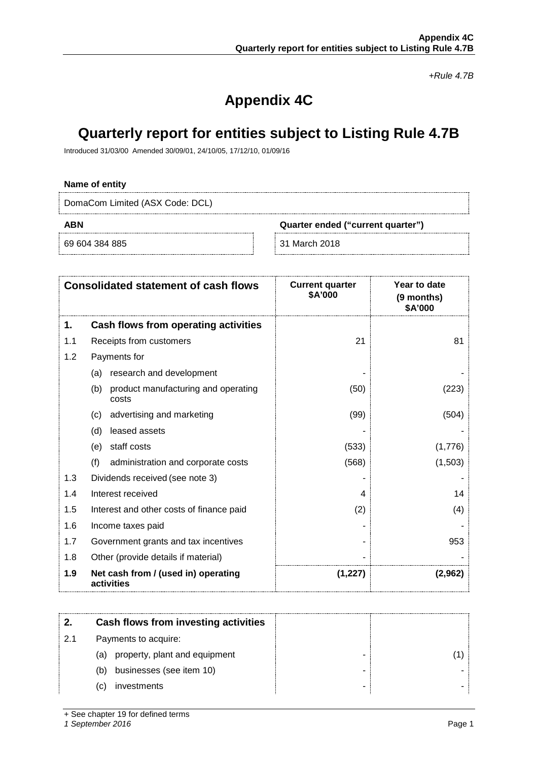*+Rule 4.7B*

# Appendix 4C

# Quarterly report for entities subject to Listing Rule 4.7B

Introduced 31/03/00 Amended 30/09/01, 24/10/05, 17/12/10, 01/09/16

**Name of entity**

| DomaCom Limited (ASX Code: DCL) | |
|---|---|
| **ABN** | **Quarter ended ("current quarter")** |
| 69 604 384 885 | 31 March 2018 |

| | **Consolidated statement of cash flows** | **Current quarter \$A'000** | **Year to date (9 months) \$A'000** |
|---|---|---|---|
| **1.** | **Cash flows from operating activities** | | |
| 1.1 | Receipts from customers | 21 | 81 |
| 1.2 | Payments for | | |
| | (a) research and development | - | - |
| | (b) product manufacturing and operating costs | (50) | (223) |
| | (c) advertising and marketing | (99) | (504) |
| | (d) leased assets | - | - |
| | (e) staff costs | (533) | (1,776) |
| | (f) administration and corporate costs | (568) | (1,503) |
| 1.3 | Dividends received (see note 3) | - | - |
| 1.4 | Interest received | 4 | 14 |
| 1.5 | Interest and other costs of finance paid | (2) | (4) |
| 1.6 | Income taxes paid | - | - |
| 1.7 | Government grants and tax incentives | - | 953 |
| 1.8 | Other (provide details if material) | - | - |
| **1.9** | **Net cash from / (used in) operating activities** | **(1,227)** | **(2,962)** |

| **2.** | **Cash flows from investing activities** | | |
|---|---|---|---|
| 2.1 | Payments to acquire: | | |
| | (a) property, plant and equipment | - | (1) |
| | (b) businesses (see item 10) | - | - |
| | (c) investments | - | - |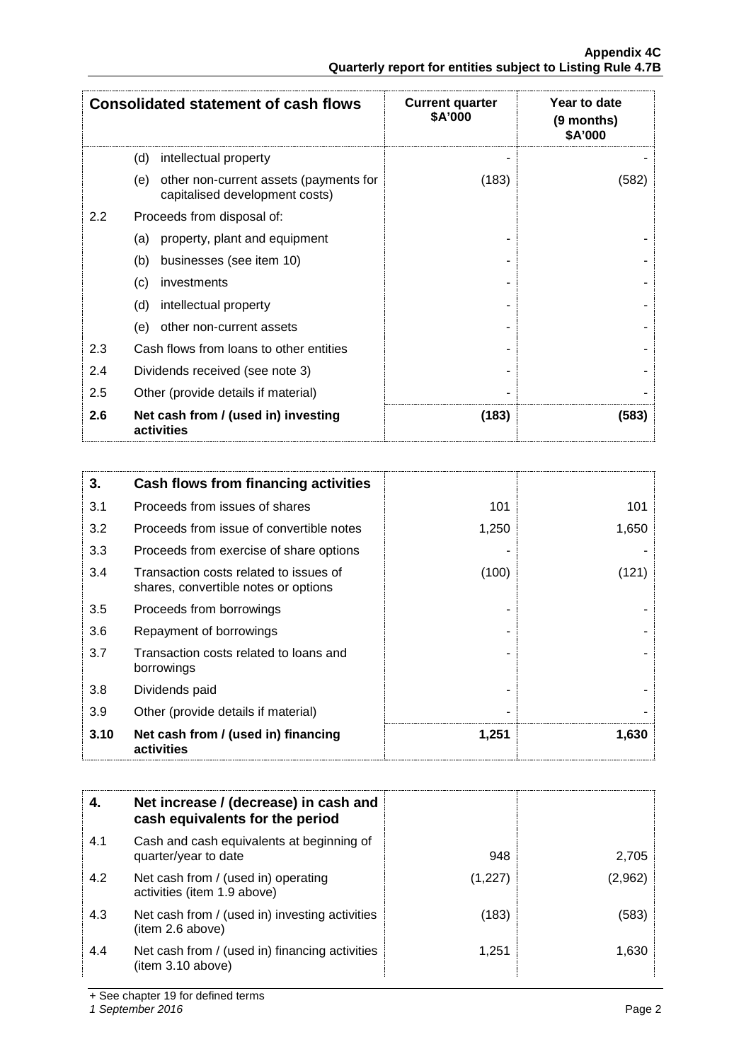| Consolidated statement of cash flows | | Current quarter $A'000 | Year to date (9 months) $A'000 |
|---|---|---|---|
| | (d) intellectual property | - | - |
| | (e) other non-current assets (payments for capitalised development costs) | (183) | (582) |
| 2.2 | Proceeds from disposal of: | | |
| | (a) property, plant and equipment | - | - |
| | (b) businesses (see item 10) | - | - |
| | (c) investments | - | - |
| | (d) intellectual property | - | - |
| | (e) other non-current assets | - | - |
| 2.3 | Cash flows from loans to other entities | - | - |
| 2.4 | Dividends received (see note 3) | - | - |
| 2.5 | Other (provide details if material) | - | - |
| **2.6** | **Net cash from / (used in) investing activities** | **(183)** | **(583)** |

| **3.** | **Cash flows from financing activities** | | |
|---|---|---|---|
| 3.1 | Proceeds from issues of shares | 101 | 101 |
| 3.2 | Proceeds from issue of convertible notes | 1,250 | 1,650 |
| 3.3 | Proceeds from exercise of share options | - | - |
| 3.4 | Transaction costs related to issues of shares, convertible notes or options | (100) | (121) |
| 3.5 | Proceeds from borrowings | - | - |
| 3.6 | Repayment of borrowings | - | - |
| 3.7 | Transaction costs related to loans and borrowings | - | - |
| 3.8 | Dividends paid | - | - |
| 3.9 | Other (provide details if material) | - | - |
| **3.10** | **Net cash from / (used in) financing activities** | **1,251** | **1,630** |

| **4.** | **Net increase / (decrease) in cash and cash equivalents for the period** | | |
|---|---|---|---|
| 4.1 | Cash and cash equivalents at beginning of quarter/year to date | 948 | 2,705 |
| 4.2 | Net cash from / (used in) operating activities (item 1.9 above) | (1,227) | (2,962) |
| 4.3 | Net cash from / (used in) investing activities (item 2.6 above) | (183) | (583) |
| 4.4 | Net cash from / (used in) financing activities (item 3.10 above) | 1,251 | 1,630 |

+ See chapter 19 for defined terms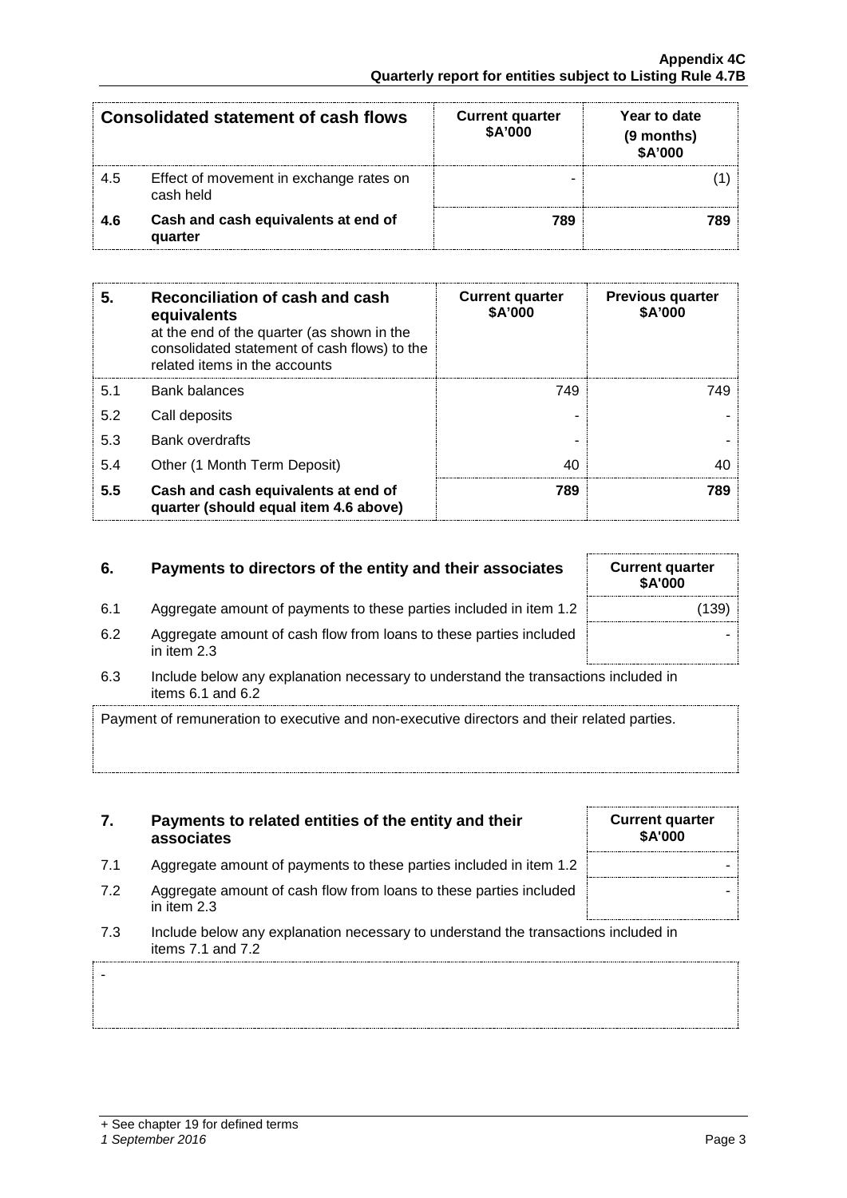| Consolidated statement of cash flows | | Current quarter \$A'000 | Year to date (9 months) \$A'000 |
|---|---|---|---|
| 4.5 | Effect of movement in exchange rates on cash held | - | (1) |
| **4.6** | **Cash and cash equivalents at end of quarter** | **789** | **789** |

| **5.** | **Reconciliation of cash and cash equivalents** at the end of the quarter (as shown in the consolidated statement of cash flows) to the related items in the accounts | **Current quarter \$A'000** | **Previous quarter \$A'000** |
|---|---|---|---|
| 5.1 | Bank balances | 749 | 749 |
| 5.2 | Call deposits | - | - |
| 5.3 | Bank overdrafts | - | - |
| 5.4 | Other (1 Month Term Deposit) | 40 | 40 |
| **5.5** | **Cash and cash equivalents at end of quarter (should equal item 4.6 above)** | **789** | **789** |

| **6.** | **Payments to directors of the entity and their associates** | **Current quarter \$A'000** |
|---|---|---|
| 6.1 | Aggregate amount of payments to these parties included in item 1.2 | (139) |
| 6.2 | Aggregate amount of cash flow from loans to these parties included in item 2.3 | - |

6.3 Include below any explanation necessary to understand the transactions included in items 6.1 and 6.2

Payment of remuneration to executive and non-executive directors and their related parties.

| **7.** | **Payments to related entities of the entity and their associates** | **Current quarter \$A'000** |
|---|---|---|
| 7.1 | Aggregate amount of payments to these parties included in item 1.2 | - |
| 7.2 | Aggregate amount of cash flow from loans to these parties included in item 2.3 | - |

7.3 Include below any explanation necessary to understand the transactions included in items 7.1 and 7.2

-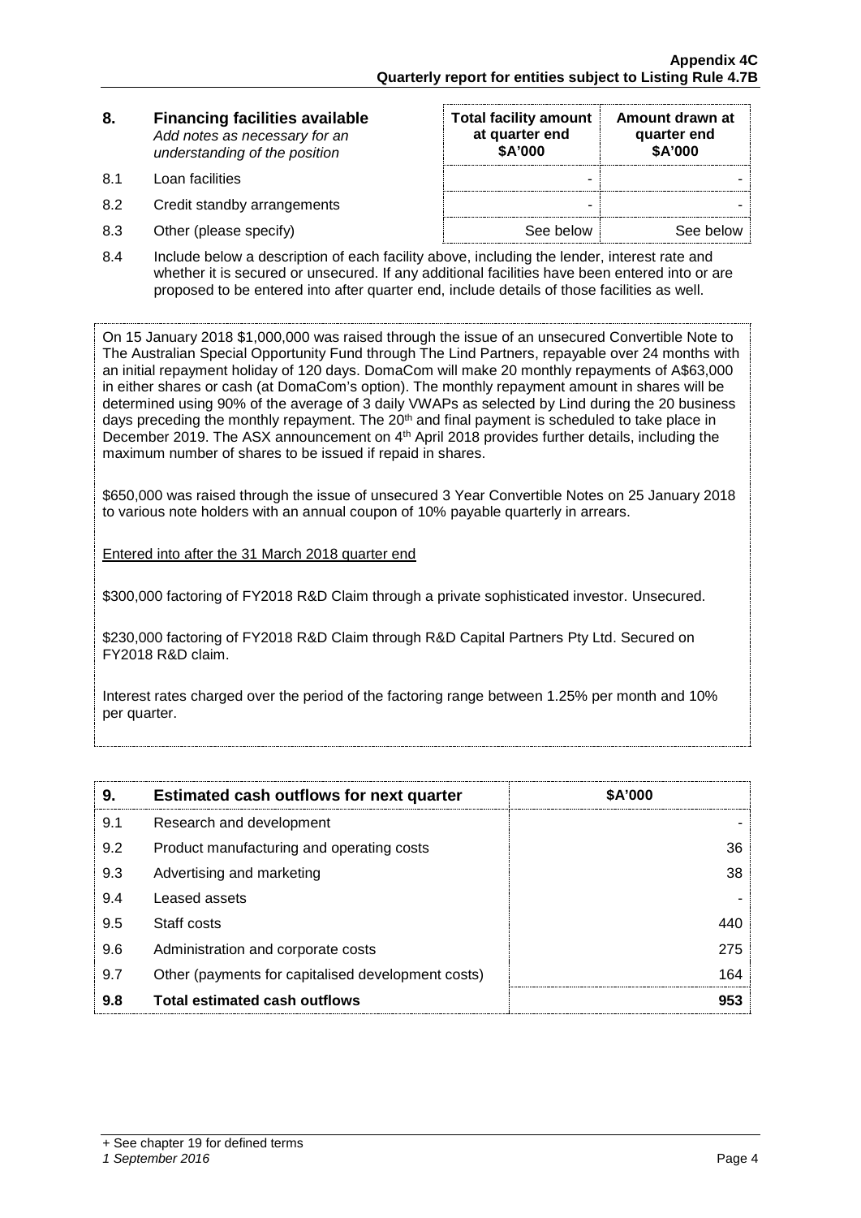| 8. | **Financing facilities available** *Add notes as necessary for an understanding of the position* | **Total facility amount at quarter end $A'000** | **Amount drawn at quarter end $A'000** |
|---|---|---|---|
| 8.1 | Loan facilities | - | - |
| 8.2 | Credit standby arrangements | - | - |
| 8.3 | Other (please specify) | See below | See below |

8.4 Include below a description of each facility above, including the lender, interest rate and whether it is secured or unsecured. If any additional facilities have been entered into or are proposed to be entered into after quarter end, include details of those facilities as well.

On 15 January 2018 $1,000,000 was raised through the issue of an unsecured Convertible Note to The Australian Special Opportunity Fund through The Lind Partners, repayable over 24 months with an initial repayment holiday of 120 days. DomaCom will make 20 monthly repayments of A$63,000 in either shares or cash (at DomaCom's option). The monthly repayment amount in shares will be determined using 90% of the average of 3 daily VWAPs as selected by Lind during the 20 business days preceding the monthly repayment. The 20th and final payment is scheduled to take place in December 2019. The ASX announcement on 4th April 2018 provides further details, including the maximum number of shares to be issued if repaid in shares.

$650,000 was raised through the issue of unsecured 3 Year Convertible Notes on 25 January 2018 to various note holders with an annual coupon of 10% payable quarterly in arrears.

Entered into after the 31 March 2018 quarter end

$300,000 factoring of FY2018 R&D Claim through a private sophisticated investor. Unsecured.

$230,000 factoring of FY2018 R&D Claim through R&D Capital Partners Pty Ltd. Secured on FY2018 R&D claim.

Interest rates charged over the period of the factoring range between 1.25% per month and 10% per quarter.

| 9. | **Estimated cash outflows for next quarter** | **$A'000** |
|---|---|---|
| 9.1 | Research and development | - |
| 9.2 | Product manufacturing and operating costs | 36 |
| 9.3 | Advertising and marketing | 38 |
| 9.4 | Leased assets | - |
| 9.5 | Staff costs | 440 |
| 9.6 | Administration and corporate costs | 275 |
| 9.7 | Other (payments for capitalised development costs) | 164 |
| **9.8** | **Total estimated cash outflows** | **953** |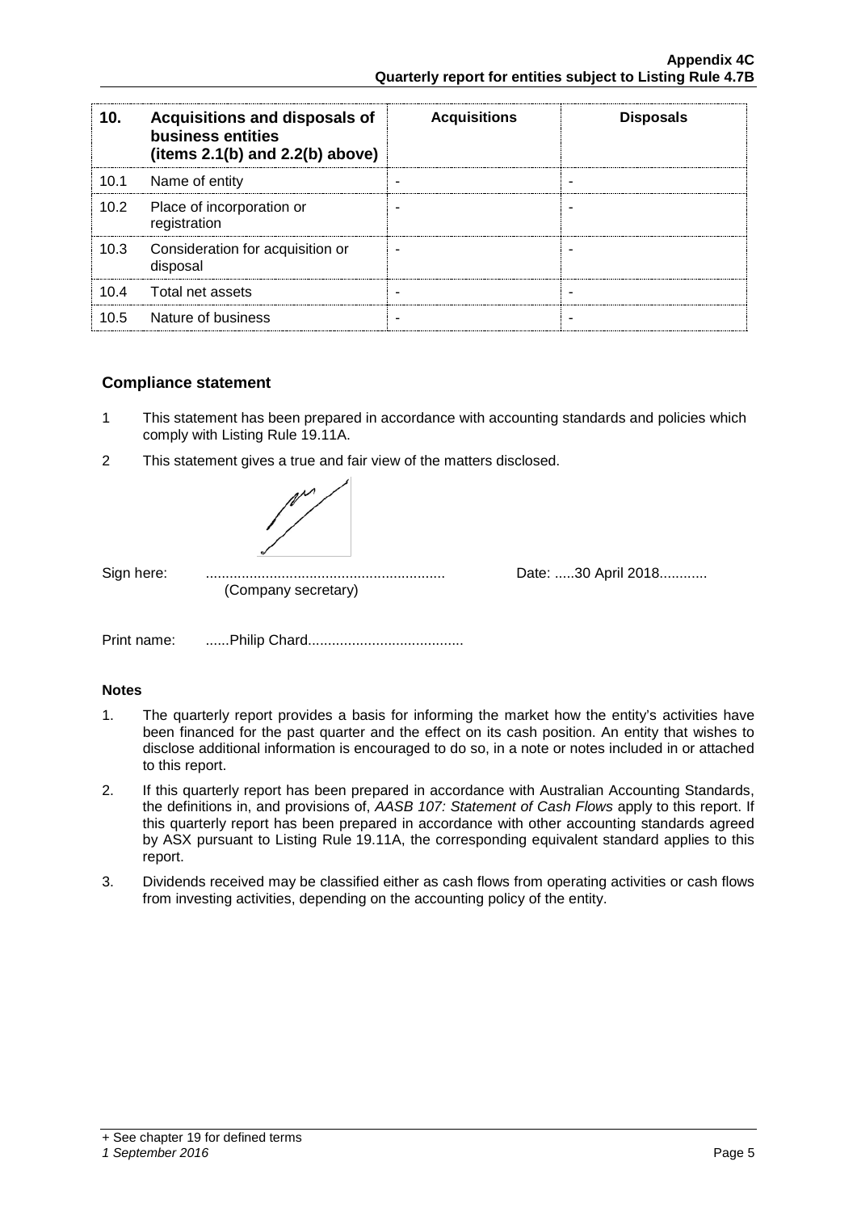| 10. | Acquisitions and disposals of business entities (items 2.1(b) and 2.2(b) above) | Acquisitions | Disposals |
|---|---|---|---|
| 10.1 | Name of entity | - | - |
| 10.2 | Place of incorporation or registration | - | - |
| 10.3 | Consideration for acquisition or disposal | - | - |
| 10.4 | Total net assets | - | - |
| 10.5 | Nature of business | - | - |

## Compliance statement

1 This statement has been prepared in accordance with accounting standards and policies which comply with Listing Rule 19.11A.

2 This statement gives a true and fair view of the matters disclosed.

Sign here: ............................................................ Date: .....30 April 2018............
(Company secretary)

Print name: ......Philip Chard.......................................

### Notes

1. The quarterly report provides a basis for informing the market how the entity's activities have been financed for the past quarter and the effect on its cash position. An entity that wishes to disclose additional information is encouraged to do so, in a note or notes included in or attached to this report.

2. If this quarterly report has been prepared in accordance with Australian Accounting Standards, the definitions in, and provisions of, *AASB 107: Statement of Cash Flows* apply to this report. If this quarterly report has been prepared in accordance with other accounting standards agreed by ASX pursuant to Listing Rule 19.11A, the corresponding equivalent standard applies to this report.

3. Dividends received may be classified either as cash flows from operating activities or cash flows from investing activities, depending on the accounting policy of the entity.